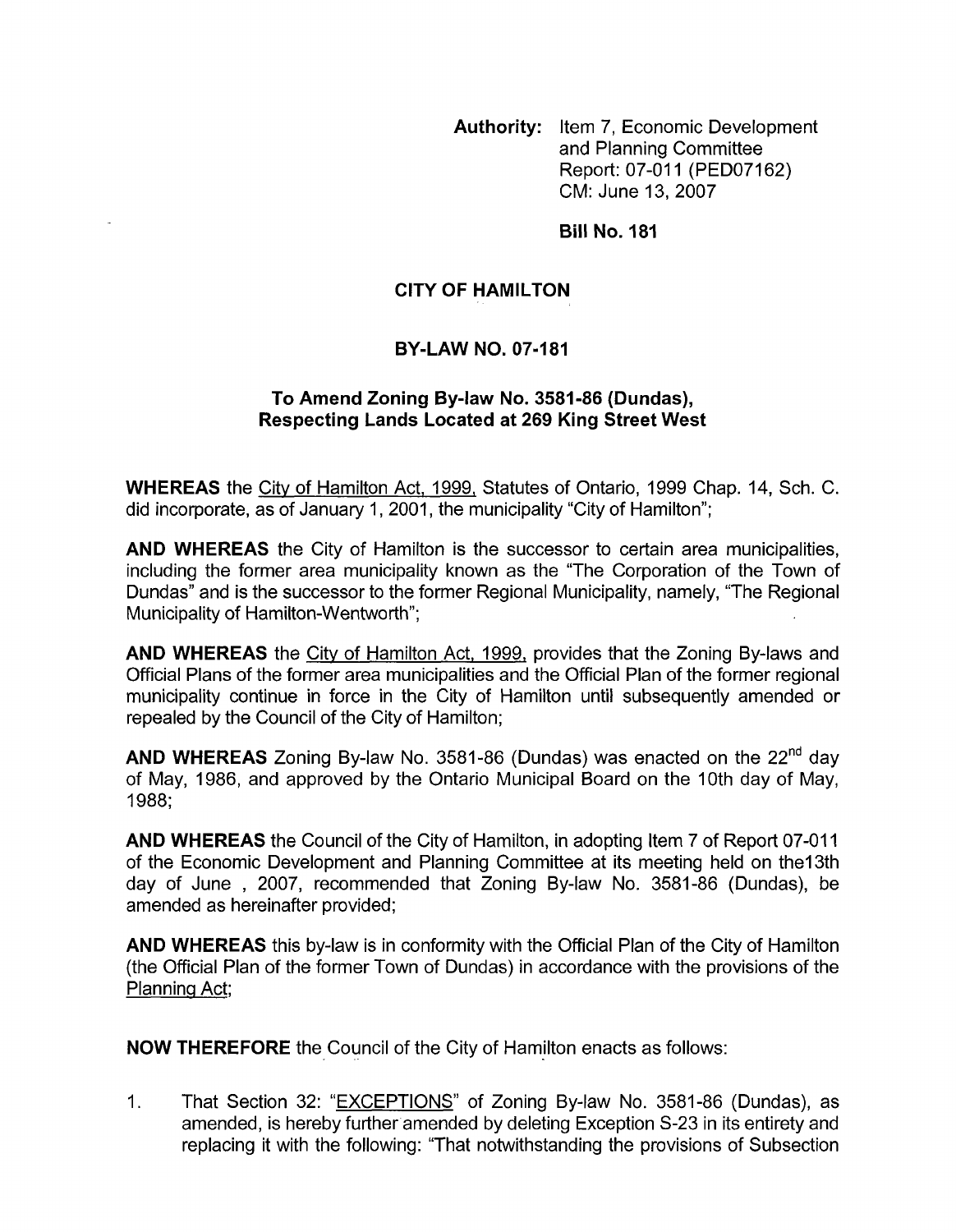**Authority:** Item 7, Economic Development and Planning Committee
Report: 07-011 (PED07162)
CM: June 13, 2007

**Bill No. 181**

## CITY OF HAMILTON

## BY-LAW NO. 07-181

### To Amend Zoning By-law No. 3581-86 (Dundas), Respecting Lands Located at 269 King Street West

**WHEREAS** the City of Hamilton Act, 1999, Statutes of Ontario, 1999 Chap. 14, Sch. C. did incorporate, as of January 1, 2001, the municipality "City of Hamilton";

**AND WHEREAS** the City of Hamilton is the successor to certain area municipalities, including the former area municipality known as the "The Corporation of the Town of Dundas" and is the successor to the former Regional Municipality, namely, "The Regional Municipality of Hamilton-Wentworth";

**AND WHEREAS** the City of Hamilton Act, 1999, provides that the Zoning By-laws and Official Plans of the former area municipalities and the Official Plan of the former regional municipality continue in force in the City of Hamilton until subsequently amended or repealed by the Council of the City of Hamilton;

**AND WHEREAS** Zoning By-law No. 3581-86 (Dundas) was enacted on the 22nd day of May, 1986, and approved by the Ontario Municipal Board on the 10th day of May, 1988;

**AND WHEREAS** the Council of the City of Hamilton, in adopting Item 7 of Report 07-011 of the Economic Development and Planning Committee at its meeting held on the13th day of June , 2007, recommended that Zoning By-law No. 3581-86 (Dundas), be amended as hereinafter provided;

**AND WHEREAS** this by-law is in conformity with the Official Plan of the City of Hamilton (the Official Plan of the former Town of Dundas) in accordance with the provisions of the Planning Act;

**NOW THEREFORE** the Council of the City of Hamilton enacts as follows:

1. That Section 32: "EXCEPTIONS" of Zoning By-law No. 3581-86 (Dundas), as amended, is hereby further amended by deleting Exception S-23 in its entirety and replacing it with the following: "That notwithstanding the provisions of Subsection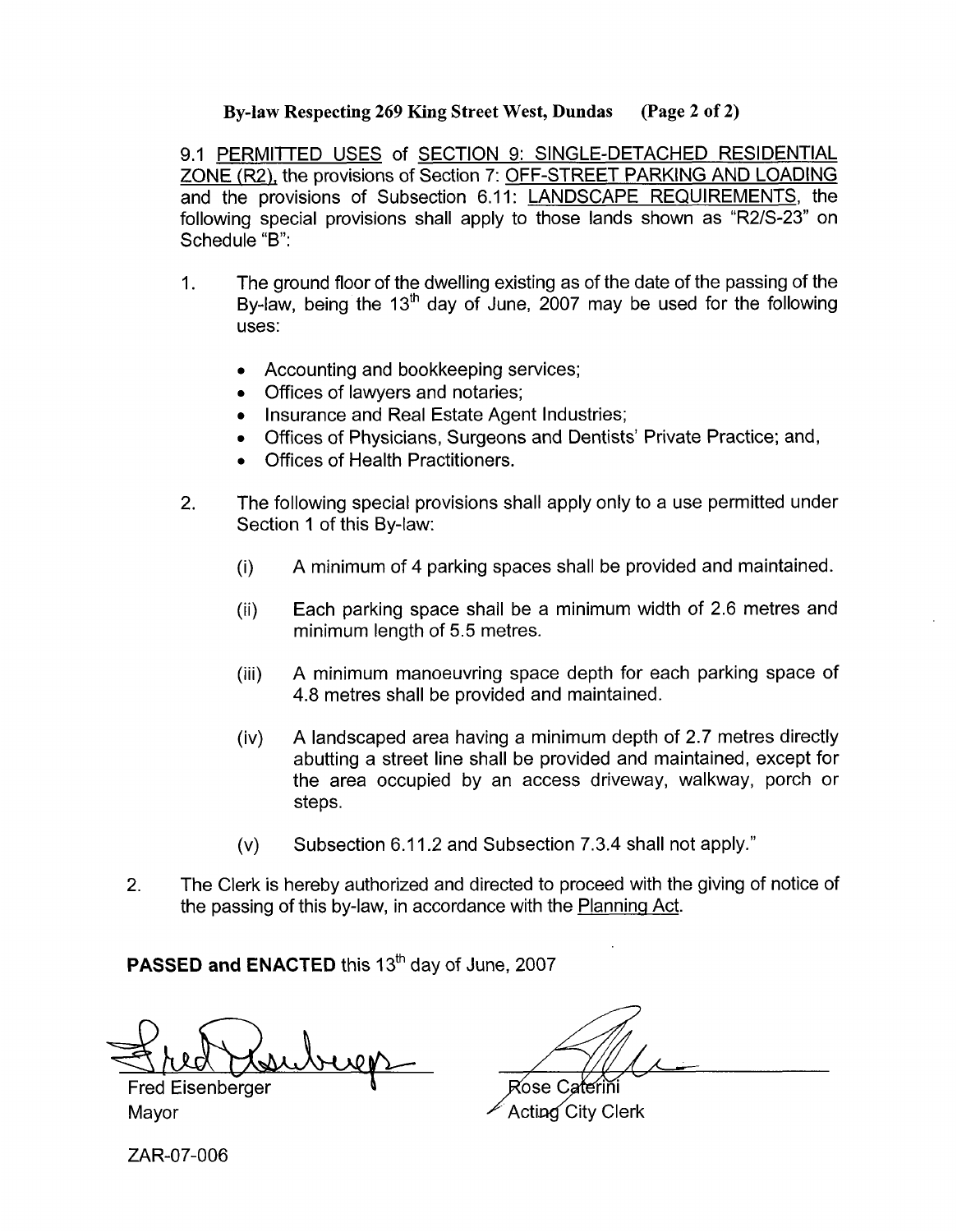**By-law Respecting 269 King Street West, Dundas (Page 2 of 2)**

9.1 PERMITTED USES of SECTION 9: SINGLE-DETACHED RESIDENTIAL ZONE (R2), the provisions of Section 7: OFF-STREET PARKING AND LOADING and the provisions of Subsection 6.11: LANDSCAPE REQUIREMENTS, the following special provisions shall apply to those lands shown as "R2/S-23" on Schedule "B":

1. The ground floor of the dwelling existing as of the date of the passing of the By-law, being the 13th day of June, 2007 may be used for the following uses:

   - Accounting and bookkeeping services;
   - Offices of lawyers and notaries;
   - Insurance and Real Estate Agent Industries;
   - Offices of Physicians, Surgeons and Dentists' Private Practice; and,
   - Offices of Health Practitioners.

2. The following special provisions shall apply only to a use permitted under Section 1 of this By-law:

   (i) A minimum of 4 parking spaces shall be provided and maintained.

   (ii) Each parking space shall be a minimum width of 2.6 metres and minimum length of 5.5 metres.

   (iii) A minimum manoeuvring space depth for each parking space of 4.8 metres shall be provided and maintained.

   (iv) A landscaped area having a minimum depth of 2.7 metres directly abutting a street line shall be provided and maintained, except for the area occupied by an access driveway, walkway, porch or steps.

   (v) Subsection 6.11.2 and Subsection 7.3.4 shall not apply."

2. The Clerk is hereby authorized and directed to proceed with the giving of notice of the passing of this by-law, in accordance with the Planning Act.

**PASSED and ENACTED** this 13th day of June, 2007

Fred Eisenberger
Mayor

Rose Caterini
Acting City Clerk

ZAR-07-006